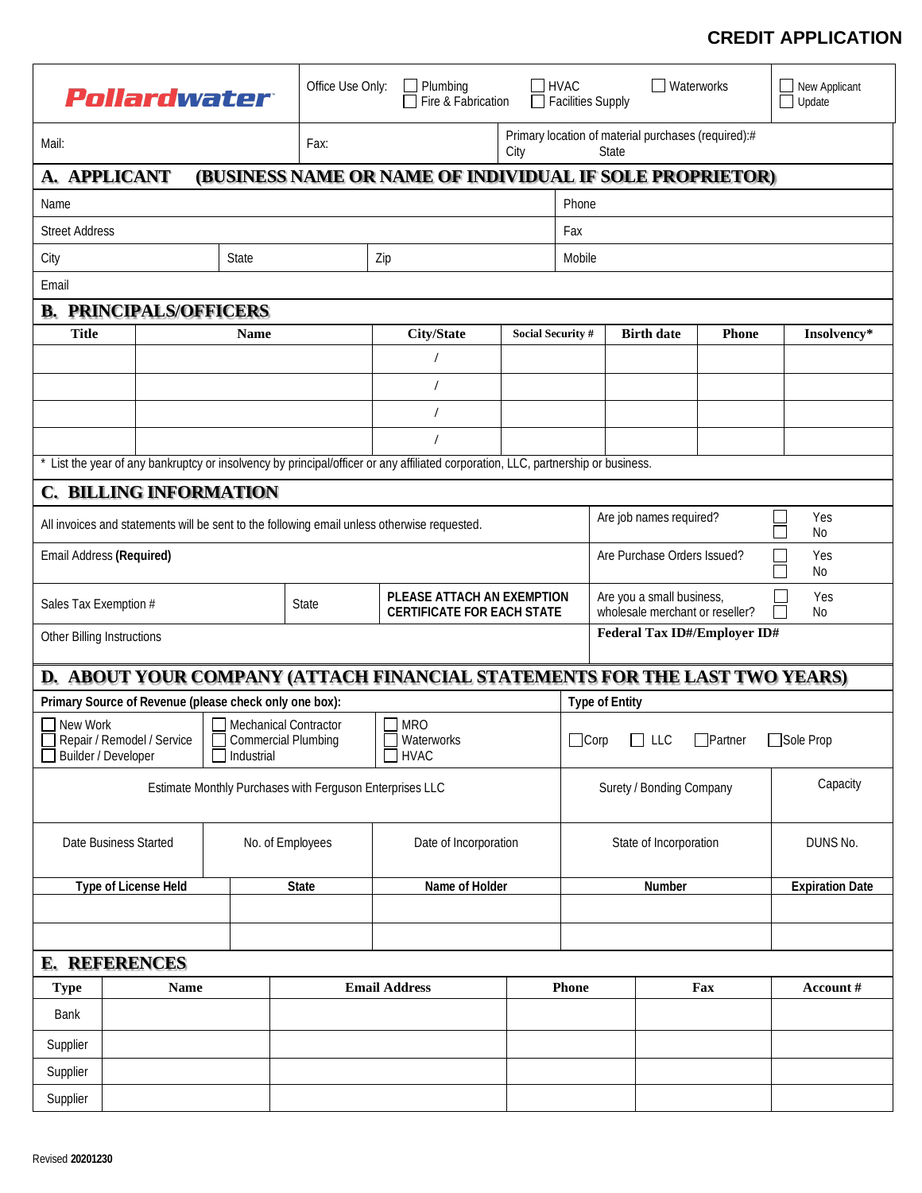# CREDIT APPLICATION

| **Pollardwater** | Office Use Only: ☐ Plumbing ☐ Fire & Fabrication ☐ HVAC ☐ Facilities Supply ☐ Waterworks | ☐ New Applicant ☐ Update |
|---|---|---|
| Mail: | Fax: | Primary location of material purchases (required):# City State |

## A. APPLICANT (BUSINESS NAME OR NAME OF INDIVIDUAL IF SOLE PROPRIETOR)

| | | | |
|---|---|---|---|
| Name | | | Phone |
| Street Address | | | Fax |
| City | State | Zip | Mobile |
| Email | | | |

## B. PRINCIPALS/OFFICERS

| Title | Name | City/State | Social Security # | Birth date | Phone | Insolvency* |
|---|---|---|---|---|---|---|
| | | / | | | | |
| | | / | | | | |
| | | / | | | | |
| | | / | | | | |

\* List the year of any bankruptcy or insolvency by principal/officer or any affiliated corporation, LLC, partnership or business.

## C. BILLING INFORMATION

| | | | |
|---|---|---|---|
| All invoices and statements will be sent to the following email unless otherwise requested. | | | Are job names required? ☐ Yes ☐ No |
| Email Address **(Required)** | | | Are Purchase Orders Issued? ☐ Yes ☐ No |
| Sales Tax Exemption # | State | **PLEASE ATTACH AN EXEMPTION CERTIFICATE FOR EACH STATE** | Are you a small business, wholesale merchant or reseller? ☐ Yes ☐ No |
| Other Billing Instructions | | | **Federal Tax ID#/Employer ID#** |

## D. ABOUT YOUR COMPANY (ATTACH FINANCIAL STATEMENTS FOR THE LAST TWO YEARS)

| **Primary Source of Revenue (please check only one box):** | | | **Type of Entity** |
|---|---|---|---|
| ☐ New Work ☐ Repair / Remodel / Service ☐ Builder / Developer | ☐ Mechanical Contractor ☐ Commercial Plumbing ☐ Industrial | ☐ MRO ☐ Waterworks ☐ HVAC | ☐ Corp ☐ LLC ☐ Partner ☐ Sole Prop |

| Estimate Monthly Purchases with Ferguson Enterprises LLC | Surety / Bonding Company | Capacity |
|---|---|---|
| | | |

| Date Business Started | No. of Employees | Date of Incorporation | State of Incorporation | DUNS No. |
|---|---|---|---|---|
| | | | | |

| Type of License Held | State | Name of Holder | Number | Expiration Date |
|---|---|---|---|---|
| | | | | |
| | | | | |

## E. REFERENCES

| Type | Name | Email Address | Phone | Fax | Account # |
|---|---|---|---|---|---|
| Bank | | | | | |
| Supplier | | | | | |
| Supplier | | | | | |
| Supplier | | | | | |

Revised **20201230**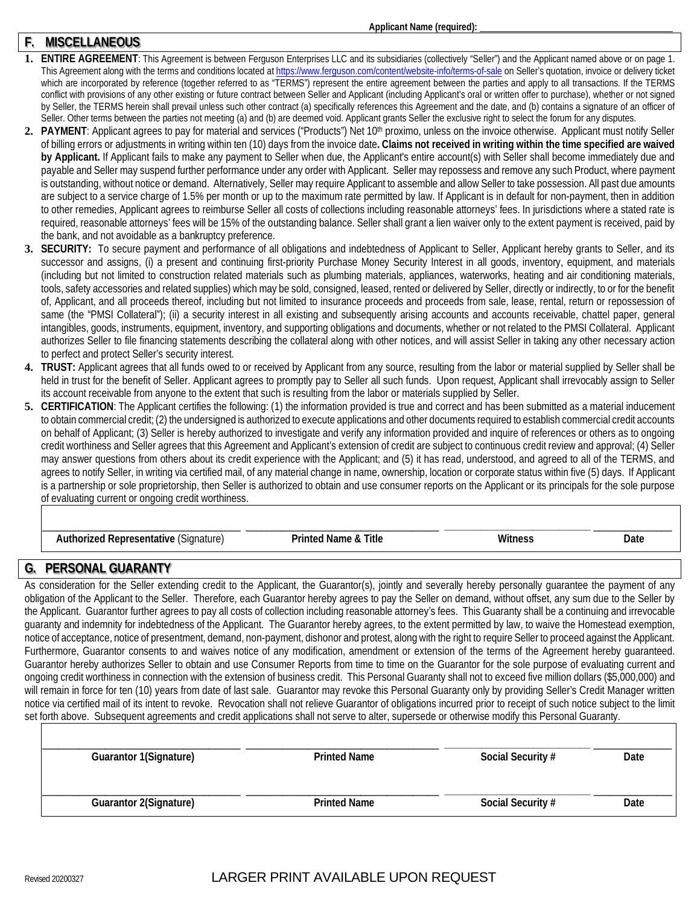Applicant Name (required): ______________________________

## F. MISCELLANEOUS

1. **ENTIRE AGREEMENT**: This Agreement is between Ferguson Enterprises LLC and its subsidiaries (collectively "Seller") and the Applicant named above or on page 1. This Agreement along with the terms and conditions located at https://www.ferguson.com/content/website-info/terms-of-sale on Seller's quotation, invoice or delivery ticket which are incorporated by reference (together referred to as "TERMS") represent the entire agreement between the parties and apply to all transactions. If the TERMS conflict with provisions of any other existing or future contract between Seller and Applicant (including Applicant's oral or written offer to purchase), whether or not signed by Seller, the TERMS herein shall prevail unless such other contract (a) specifically references this Agreement and the date, and (b) contains a signature of an officer of Seller. Other terms between the parties not meeting (a) and (b) are deemed void. Applicant grants Seller the exclusive right to select the forum for any disputes.
2. **PAYMENT**: Applicant agrees to pay for material and services ("Products") Net 10th proximo, unless on the invoice otherwise. Applicant must notify Seller of billing errors or adjustments in writing within ten (10) days from the invoice date**. Claims not received in writing within the time specified are waived by Applicant.** If Applicant fails to make any payment to Seller when due, the Applicant's entire account(s) with Seller shall become immediately due and payable and Seller may suspend further performance under any order with Applicant. Seller may repossess and remove any such Product, where payment is outstanding, without notice or demand. Alternatively, Seller may require Applicant to assemble and allow Seller to take possession. All past due amounts are subject to a service charge of 1.5% per month or up to the maximum rate permitted by law. If Applicant is in default for non-payment, then in addition to other remedies, Applicant agrees to reimburse Seller all costs of collections including reasonable attorneys' fees. In jurisdictions where a stated rate is required, reasonable attorneys' fees will be 15% of the outstanding balance. Seller shall grant a lien waiver only to the extent payment is received, paid by the bank, and not avoidable as a bankruptcy preference.
3. **SECURITY:** To secure payment and performance of all obligations and indebtedness of Applicant to Seller, Applicant hereby grants to Seller, and its successor and assigns, (i) a present and continuing first-priority Purchase Money Security Interest in all goods, inventory, equipment, and materials (including but not limited to construction related materials such as plumbing materials, appliances, waterworks, heating and air conditioning materials, tools, safety accessories and related supplies) which may be sold, consigned, leased, rented or delivered by Seller, directly or indirectly, to or for the benefit of, Applicant, and all proceeds thereof, including but not limited to insurance proceeds and proceeds from sale, lease, rental, return or repossession of same (the "PMSI Collateral"); (ii) a security interest in all existing and subsequently arising accounts and accounts receivable, chattel paper, general intangibles, goods, instruments, equipment, inventory, and supporting obligations and documents, whether or not related to the PMSI Collateral. Applicant authorizes Seller to file financing statements describing the collateral along with other notices, and will assist Seller in taking any other necessary action to perfect and protect Seller's security interest.
4. **TRUST:** Applicant agrees that all funds owed to or received by Applicant from any source, resulting from the labor or material supplied by Seller shall be held in trust for the benefit of Seller. Applicant agrees to promptly pay to Seller all such funds. Upon request, Applicant shall irrevocably assign to Seller its account receivable from anyone to the extent that such is resulting from the labor or materials supplied by Seller.
5. **CERTIFICATION**: The Applicant certifies the following: (1) the information provided is true and correct and has been submitted as a material inducement to obtain commercial credit; (2) the undersigned is authorized to execute applications and other documents required to establish commercial credit accounts on behalf of Applicant; (3) Seller is hereby authorized to investigate and verify any information provided and inquire of references or others as to ongoing credit worthiness and Seller agrees that this Agreement and Applicant's extension of credit are subject to continuous credit review and approval; (4) Seller may answer questions from others about its credit experience with the Applicant; and (5) it has read, understood, and agreed to all of the TERMS, and agrees to notify Seller, in writing via certified mail, of any material change in name, ownership, location or corporate status within five (5) days. If Applicant is a partnership or sole proprietorship, then Seller is authorized to obtain and use consumer reports on the Applicant or its principals for the sole purpose of evaluating current or ongoing credit worthiness.

| **Authorized Representative** (Signature) | **Printed Name & Title** | **Witness** | **Date** |
|---|---|---|---|
| | | | |

## G. PERSONAL GUARANTY

As consideration for the Seller extending credit to the Applicant, the Guarantor(s), jointly and severally hereby personally guarantee the payment of any obligation of the Applicant to the Seller. Therefore, each Guarantor hereby agrees to pay the Seller on demand, without offset, any sum due to the Seller by the Applicant. Guarantor further agrees to pay all costs of collection including reasonable attorney's fees. This Guaranty shall be a continuing and irrevocable guaranty and indemnity for indebtedness of the Applicant. The Guarantor hereby agrees, to the extent permitted by law, to waive the Homestead exemption, notice of acceptance, notice of presentment, demand, non-payment, dishonor and protest, along with the right to require Seller to proceed against the Applicant. Furthermore, Guarantor consents to and waives notice of any modification, amendment or extension of the terms of the Agreement hereby guaranteed. Guarantor hereby authorizes Seller to obtain and use Consumer Reports from time to time on the Guarantor for the sole purpose of evaluating current and ongoing credit worthiness in connection with the extension of business credit. This Personal Guaranty shall not to exceed five million dollars ($5,000,000) and will remain in force for ten (10) years from date of last sale. Guarantor may revoke this Personal Guaranty only by providing Seller's Credit Manager written notice via certified mail of its intent to revoke. Revocation shall not relieve Guarantor of obligations incurred prior to receipt of such notice subject to the limit set forth above. Subsequent agreements and credit applications shall not serve to alter, supersede or otherwise modify this Personal Guaranty.

| | | | |
|---|---|---|---|
| | | | |
| **Guarantor 1(Signature)** | **Printed Name** | **Social Security #** | **Date** |
| | | | |
| **Guarantor 2(Signature)** | **Printed Name** | **Social Security #** | **Date** |

Revised 20200327

LARGER PRINT AVAILABLE UPON REQUEST